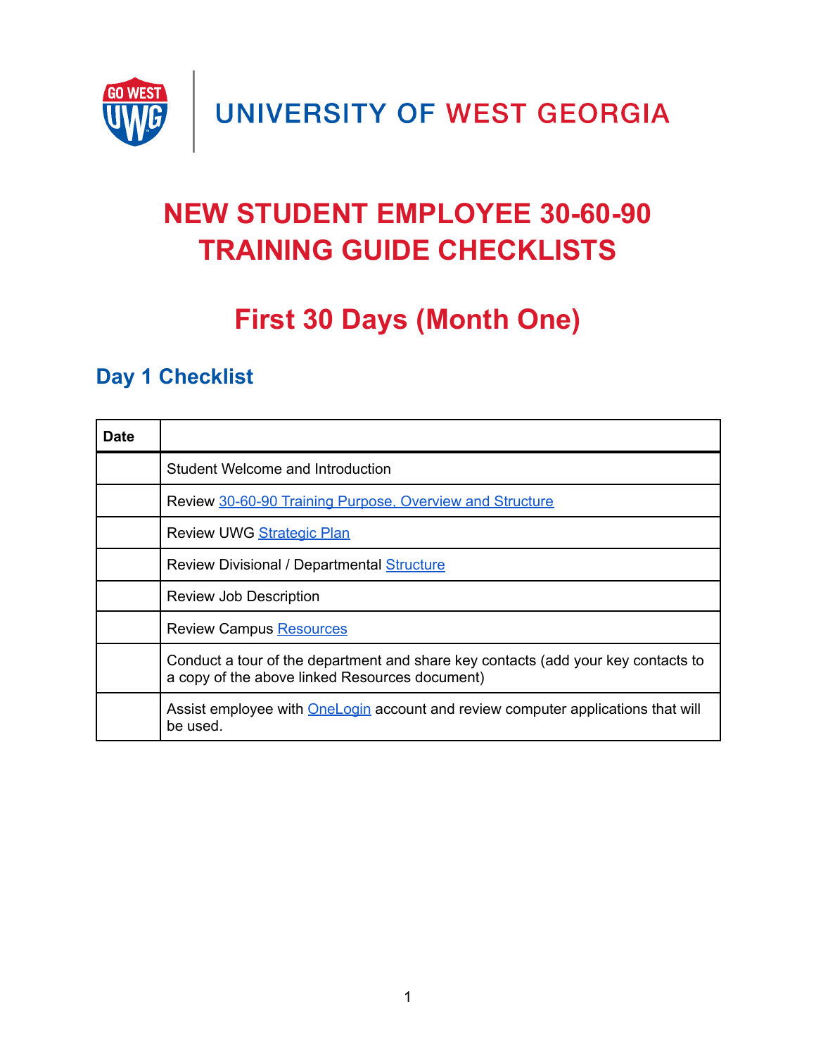UNIVERSITY OF WEST GEORGIA

# NEW STUDENT EMPLOYEE 30-60-90 TRAINING GUIDE CHECKLISTS

## First 30 Days (Month One)

### Day 1 Checklist

| Date | |
|---|---|
| | Student Welcome and Introduction |
| | Review 30-60-90 Training Purpose, Overview and Structure |
| | Review UWG Strategic Plan |
| | Review Divisional / Departmental Structure |
| | Review Job Description |
| | Review Campus Resources |
| | Conduct a tour of the department and share key contacts (add your key contacts to a copy of the above linked Resources document) |
| | Assist employee with OneLogin account and review computer applications that will be used. |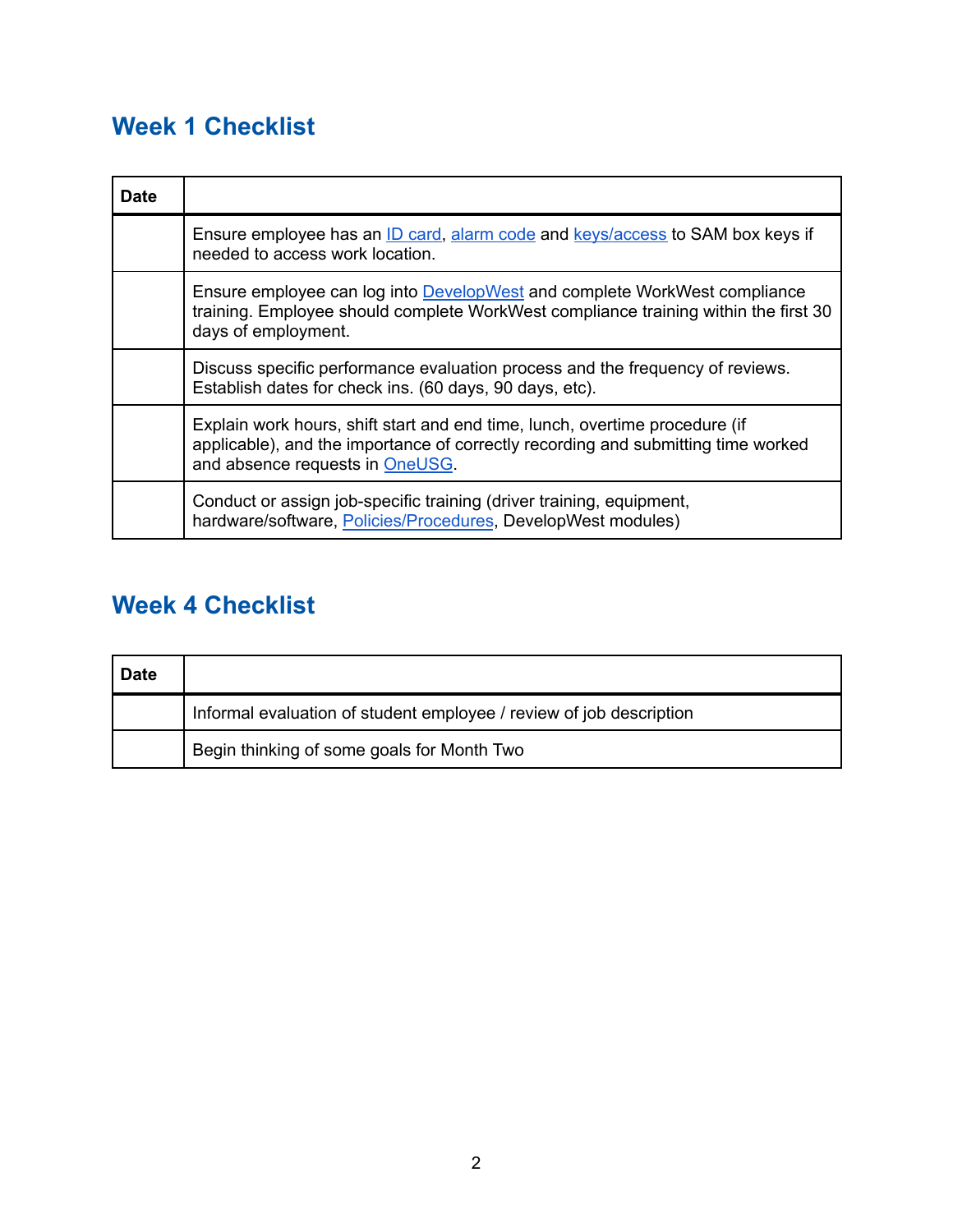## Week 1 Checklist

| Date | |
|---|---|
| | Ensure employee has an ID card, alarm code and keys/access to SAM box keys if needed to access work location. |
| | Ensure employee can log into DevelopWest and complete WorkWest compliance training. Employee should complete WorkWest compliance training within the first 30 days of employment. |
| | Discuss specific performance evaluation process and the frequency of reviews. Establish dates for check ins. (60 days, 90 days, etc). |
| | Explain work hours, shift start and end time, lunch, overtime procedure (if applicable), and the importance of correctly recording and submitting time worked and absence requests in OneUSG. |
| | Conduct or assign job-specific training (driver training, equipment, hardware/software, Policies/Procedures, DevelopWest modules) |

## Week 4 Checklist

| Date | |
|---|---|
| | Informal evaluation of student employee / review of job description |
| | Begin thinking of some goals for Month Two |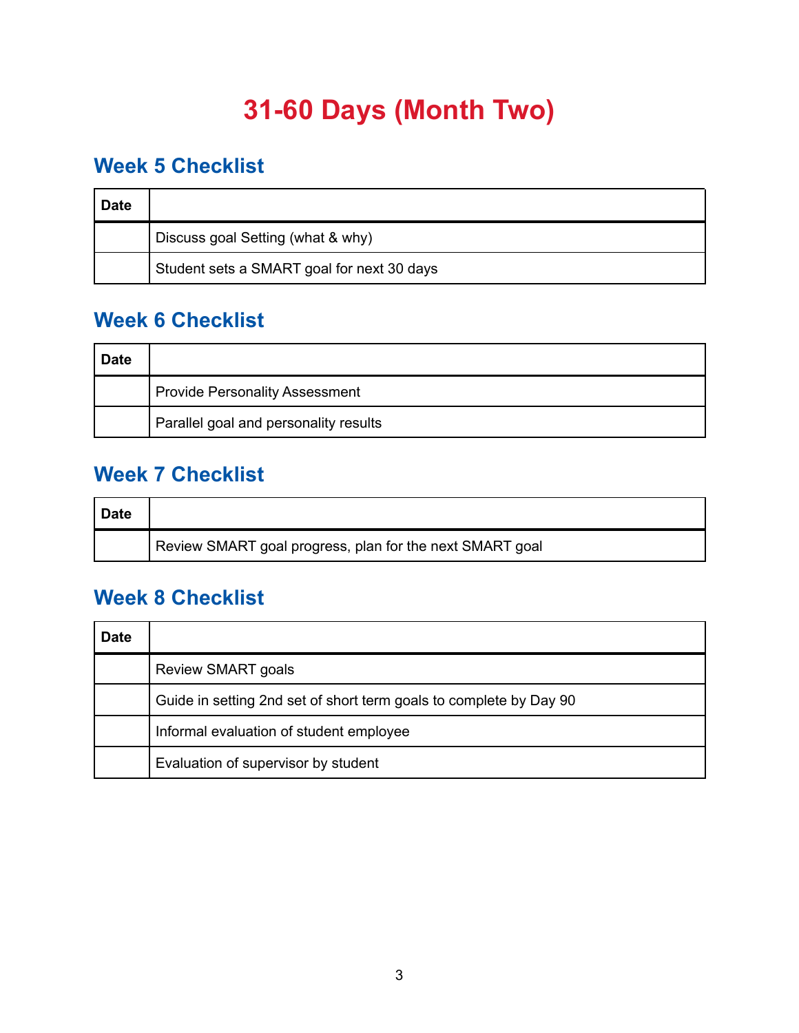# 31-60 Days (Month Two)

## Week 5 Checklist

| Date | |
|---|---|
| | Discuss goal Setting (what & why) |
| | Student sets a SMART goal for next 30 days |

## Week 6 Checklist

| Date | |
|---|---|
| | Provide Personality Assessment |
| | Parallel goal and personality results |

## Week 7 Checklist

| Date | |
|---|---|
| | Review SMART goal progress, plan for the next SMART goal |

## Week 8 Checklist

| Date | |
|---|---|
| | Review SMART goals |
| | Guide in setting 2nd set of short term goals to complete by Day 90 |
| | Informal evaluation of student employee |
| | Evaluation of supervisor by student |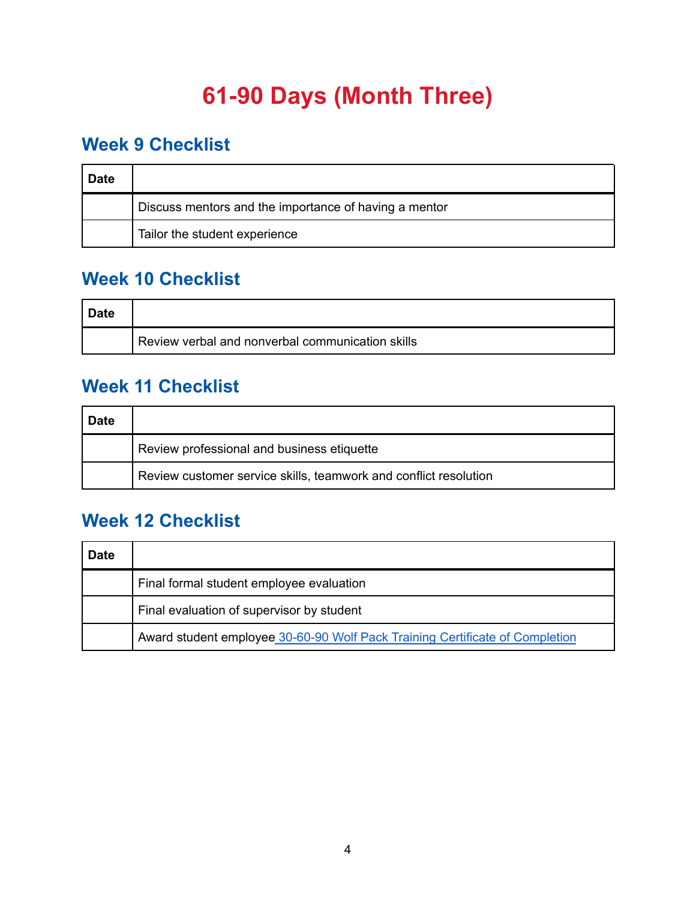# 61-90 Days (Month Three)

## Week 9 Checklist

| Date | |
|---|---|
| | Discuss mentors and the importance of having a mentor |
| | Tailor the student experience |

## Week 10 Checklist

| Date | |
|---|---|
| | Review verbal and nonverbal communication skills |

## Week 11 Checklist

| Date | |
|---|---|
| | Review professional and business etiquette |
| | Review customer service skills, teamwork and conflict resolution |

## Week 12 Checklist

| Date | |
|---|---|
| | Final formal student employee evaluation |
| | Final evaluation of supervisor by student |
| | Award student employee 30-60-90 Wolf Pack Training Certificate of Completion |